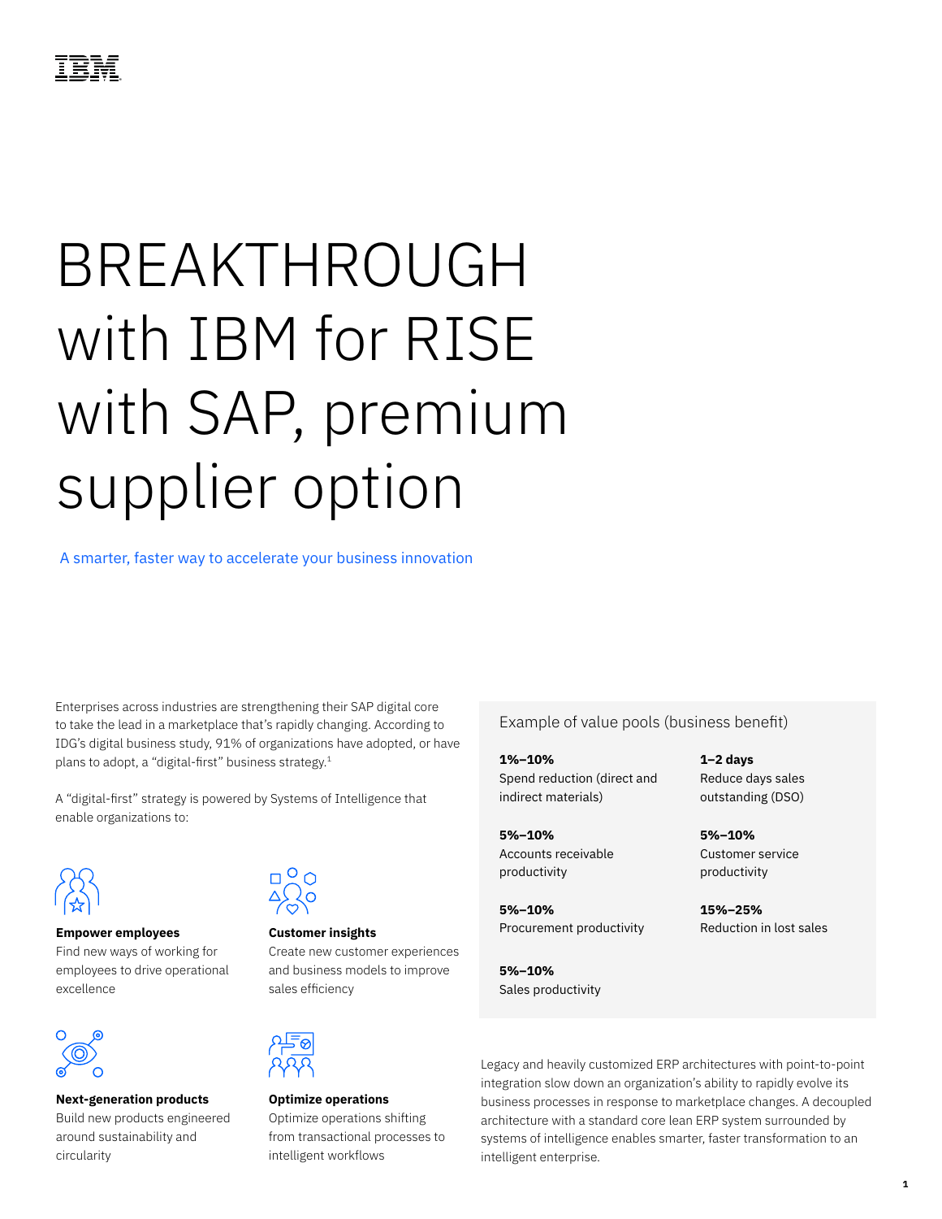# BREAKTHROUGH with IBM for RISE with SAP, premium supplier option

A smarter, faster way to accelerate your business innovation

Enterprises across industries are strengthening their SAP digital core to take the lead in a marketplace that's rapidly changing. According to IDG's digital business study, 91% of organizations have adopted, or have plans to adopt, a "digital-first" business strategy.[1]

A "digital-first" strategy is powered by Systems of Intelligence that enable organizations to:

**Empower employees**
Find new ways of working for employees to drive operational excellence

**Customer insights**
Create new customer experiences and business models to improve sales efficiency

**Next-generation products**
Build new products engineered around sustainability and circularity

**Optimize operations**
Optimize operations shifting from transactional processes to intelligent workflows

## Example of value pools (business benefit)

**1%–10%**
Spend reduction (direct and indirect materials)

**1–2 days**
Reduce days sales outstanding (DSO)

**5%–10%**
Accounts receivable productivity

**5%–10%**
Customer service productivity

**5%–10%**
Procurement productivity

**15%–25%**
Reduction in lost sales

**5%–10%**
Sales productivity

Legacy and heavily customized ERP architectures with point-to-point integration slow down an organization's ability to rapidly evolve its business processes in response to marketplace changes. A decoupled architecture with a standard core lean ERP system surrounded by systems of intelligence enables smarter, faster transformation to an intelligent enterprise.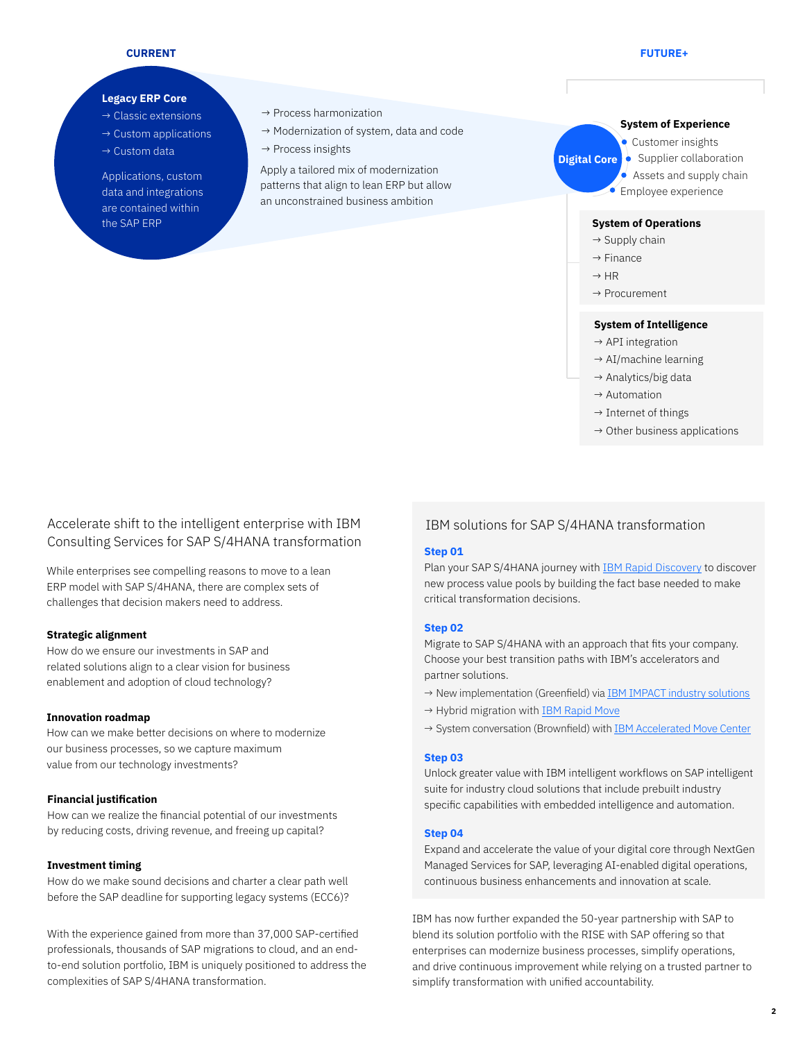**CURRENT**

**Legacy ERP Core**
→ Classic extensions
→ Custom applications
→ Custom data

Applications, custom data and integrations are contained within the SAP ERP

→ Process harmonization
→ Modernization of system, data and code
→ Process insights

Apply a tailored mix of modernization patterns that align to lean ERP but allow an unconstrained business ambition

**FUTURE+**

**Digital Core**

**System of Experience**
- Customer insights
- Supplier collaboration
- Assets and supply chain
- Employee experience

**System of Operations**
→ Supply chain
→ Finance
→ HR
→ Procurement

**System of Intelligence**
→ API integration
→ AI/machine learning
→ Analytics/big data
→ Automation
→ Internet of things
→ Other business applications

## Accelerate shift to the intelligent enterprise with IBM Consulting Services for SAP S/4HANA transformation

While enterprises see compelling reasons to move to a lean ERP model with SAP S/4HANA, there are complex sets of challenges that decision makers need to address.

**Strategic alignment**
How do we ensure our investments in SAP and related solutions align to a clear vision for business enablement and adoption of cloud technology?

**Innovation roadmap**
How can we make better decisions on where to modernize our business processes, so we capture maximum value from our technology investments?

**Financial justification**
How can we realize the financial potential of our investments by reducing costs, driving revenue, and freeing up capital?

**Investment timing**
How do we make sound decisions and charter a clear path well before the SAP deadline for supporting legacy systems (ECC6)?

With the experience gained from more than 37,000 SAP-certified professionals, thousands of SAP migrations to cloud, and an end-to-end solution portfolio, IBM is uniquely positioned to address the complexities of SAP S/4HANA transformation.

## IBM solutions for SAP S/4HANA transformation

**Step 01**
Plan your SAP S/4HANA journey with IBM Rapid Discovery to discover new process value pools by building the fact base needed to make critical transformation decisions.

**Step 02**
Migrate to SAP S/4HANA with an approach that fits your company. Choose your best transition paths with IBM's accelerators and partner solutions.

→ New implementation (Greenfield) via IBM IMPACT industry solutions
→ Hybrid migration with IBM Rapid Move
→ System conversation (Brownfield) with IBM Accelerated Move Center

**Step 03**
Unlock greater value with IBM intelligent workflows on SAP intelligent suite for industry cloud solutions that include prebuilt industry specific capabilities with embedded intelligence and automation.

**Step 04**
Expand and accelerate the value of your digital core through NextGen Managed Services for SAP, leveraging AI-enabled digital operations, continuous business enhancements and innovation at scale.

IBM has now further expanded the 50-year partnership with SAP to blend its solution portfolio with the RISE with SAP offering so that enterprises can modernize business processes, simplify operations, and drive continuous improvement while relying on a trusted partner to simplify transformation with unified accountability.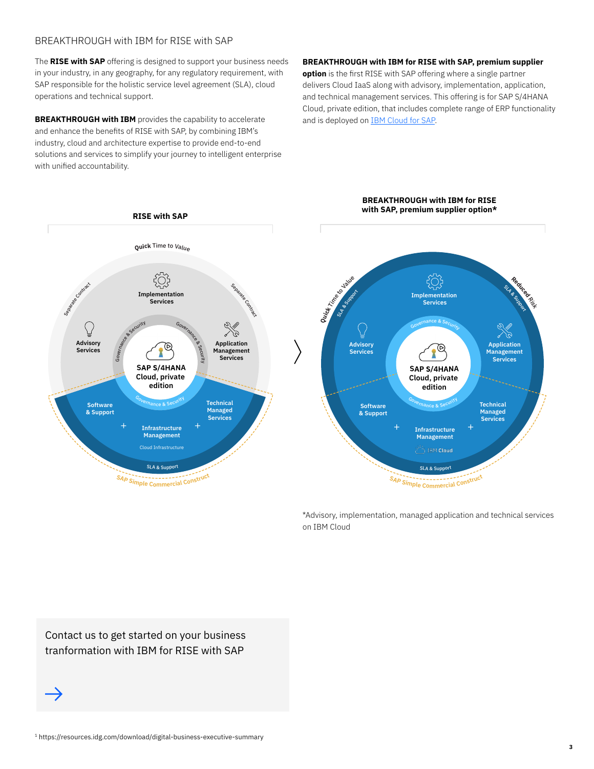## BREAKTHROUGH with IBM for RISE with SAP

The **RISE with SAP** offering is designed to support your business needs in your industry, in any geography, for any regulatory requirement, with SAP responsible for the holistic service level agreement (SLA), cloud operations and technical support.

**BREAKTHROUGH with IBM** provides the capability to accelerate and enhance the benefits of RISE with SAP, by combining IBM's industry, cloud and architecture expertise to provide end-to-end solutions and services to simplify your journey to intelligent enterprise with unified accountability.

**BREAKTHROUGH with IBM for RISE with SAP, premium supplier option** is the first RISE with SAP offering where a single partner delivers Cloud IaaS along with advisory, implementation, application, and technical management services. This offering is for SAP S/4HANA Cloud, private edition, that includes complete range of ERP functionality and is deployed on [IBM Cloud for SAP](IBM Cloud for SAP).

**RISE with SAP**

Quick Time to Value
Separate Contract
Separate Contract
Implementation Services
Advisory Services
Application Management Services
Governance & Security
SAP S/4HANA Cloud, private edition
Software & Support
Technical Managed Services
Infrastructure Management
Cloud Infrastructure
SLA & Support
SAP Simple Commercial Construct

**BREAKTHROUGH with IBM for RISE with SAP, premium supplier option***

Quick Time to Value
SLA & Support
Reduced Risk
SLA & Support
Implementation Services
Advisory Services
Application Management Services
Governance & Security
SAP S/4HANA Cloud, private edition
Software & Support
Technical Managed Services
Infrastructure Management
IBM Cloud
SLA & Support
SAP Simple Commercial Construct

*Advisory, implementation, managed application and technical services on IBM Cloud

Contact us to get started on your business tranformation with IBM for RISE with SAP

→

[1] https://resources.idg.com/download/digital-business-executive-summary